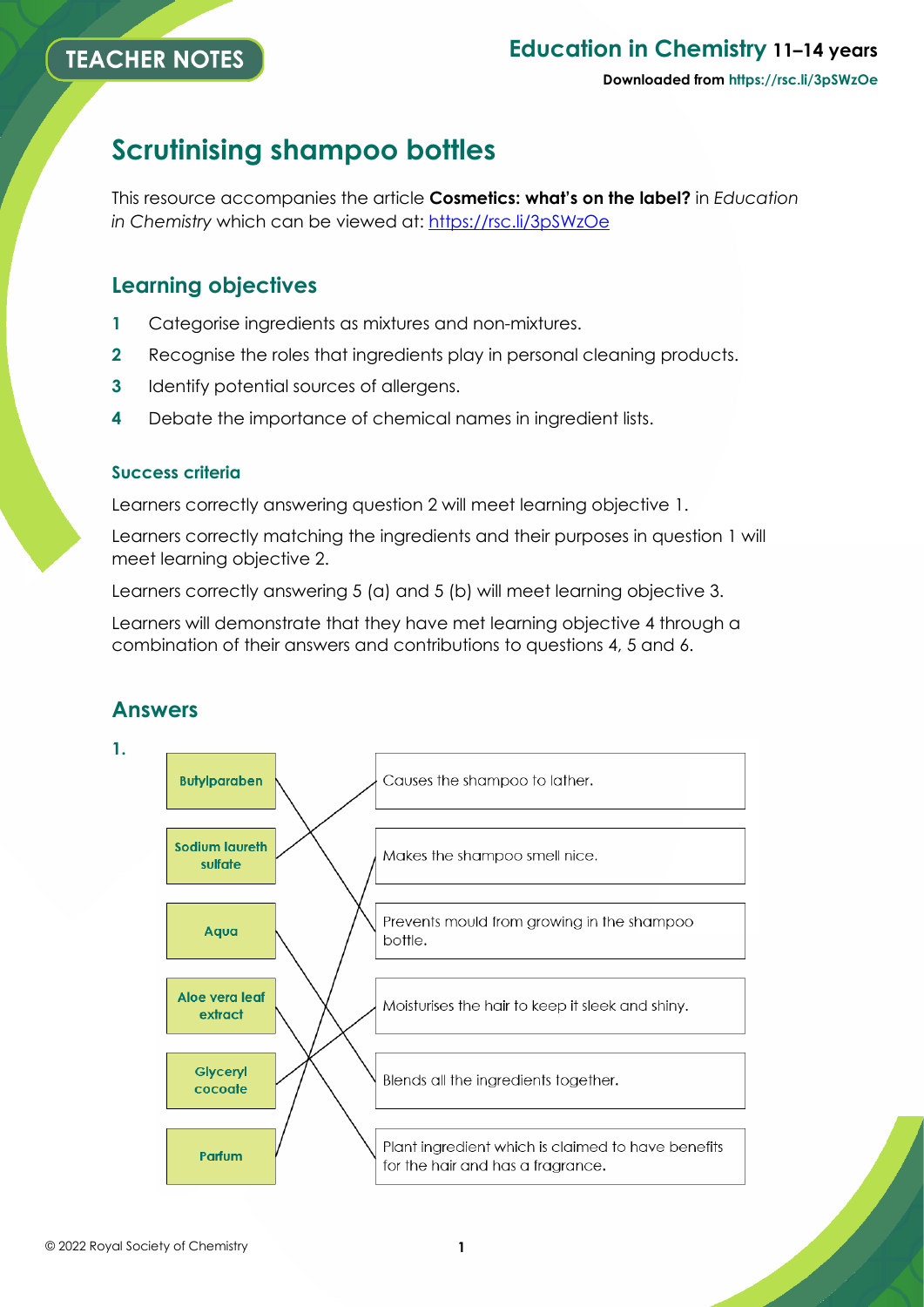# Scrutinising shampoo bottles

This resource accompanies the article **Cosmetics: what's on the label?** in *Education in Chemistry* which can be viewed at: https://rsc.li/3pSWzOe

## Learning objectives

1. Categorise ingredients as mixtures and non-mixtures.
2. Recognise the roles that ingredients play in personal cleaning products.
3. Identify potential sources of allergens.
4. Debate the importance of chemical names in ingredient lists.

### Success criteria

Learners correctly answering question 2 will meet learning objective 1.

Learners correctly matching the ingredients and their purposes in question 1 will meet learning objective 2.

Learners correctly answering 5 (a) and 5 (b) will meet learning objective 3.

Learners will demonstrate that they have met learning objective 4 through a combination of their answers and contributions to questions 4, 5 and 6.

## Answers

**1.**

| Ingredient | Purpose |
| --- | --- |
| Butylparaben | Prevents mould from growing in the shampoo bottle. |
| Sodium laureth sulfate | Causes the shampoo to lather. |
| Aqua | Blends all the ingredients together. |
| Aloe vera leaf extract | Plant ingredient which is claimed to have benefits for the hair and has a fragrance. |
| Glyceryl cocoate | Moisturises the hair to keep it sleek and shiny. |
| Parfum | Makes the shampoo smell nice. |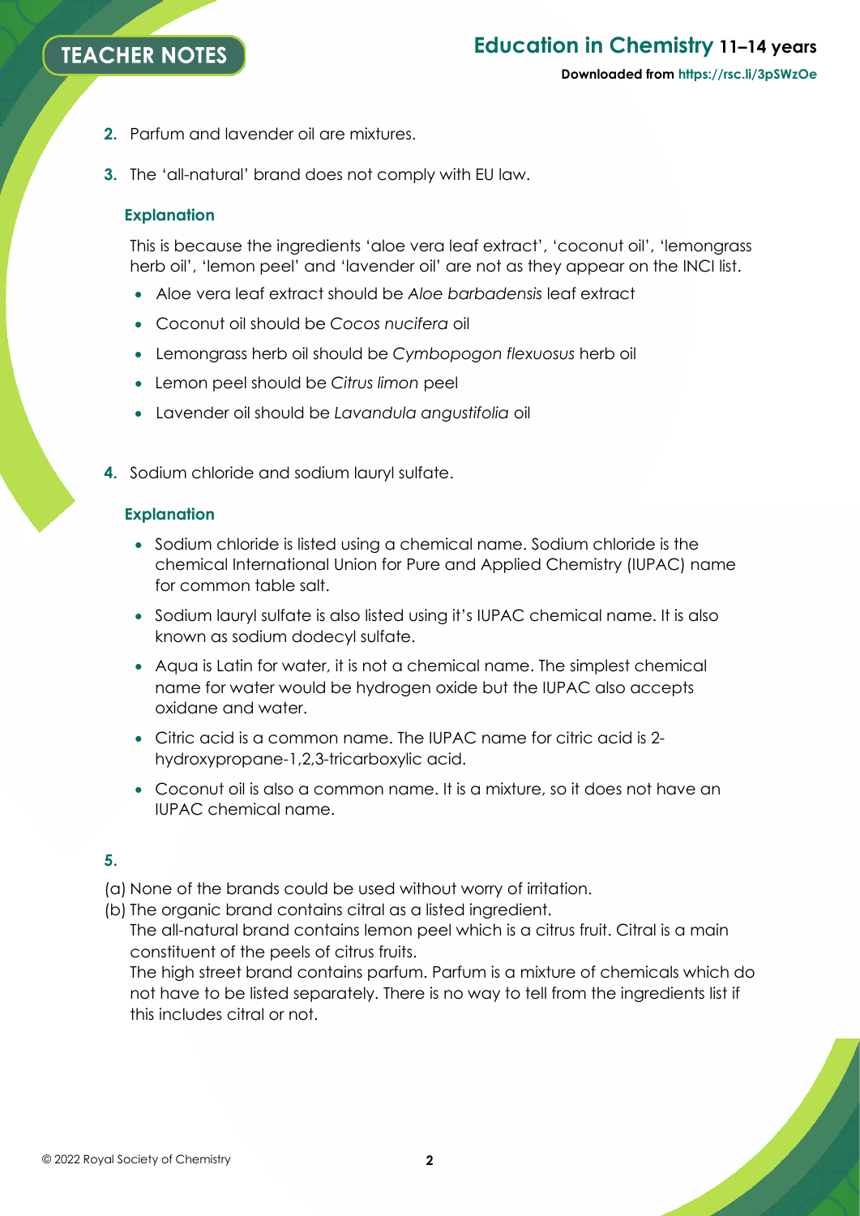2. Parfum and lavender oil are mixtures.

3. The 'all-natural' brand does not comply with EU law.

### Explanation

This is because the ingredients 'aloe vera leaf extract', 'coconut oil', 'lemongrass herb oil', 'lemon peel' and 'lavender oil' are not as they appear on the INCI list.

- Aloe vera leaf extract should be *Aloe barbadensis* leaf extract
- Coconut oil should be *Cocos nucifera* oil
- Lemongrass herb oil should be *Cymbopogon flexuosus* herb oil
- Lemon peel should be *Citrus limon* peel
- Lavender oil should be *Lavandula angustifolia* oil

4. Sodium chloride and sodium lauryl sulfate.

### Explanation

- Sodium chloride is listed using a chemical name. Sodium chloride is the chemical International Union for Pure and Applied Chemistry (IUPAC) name for common table salt.
- Sodium lauryl sulfate is also listed using it's IUPAC chemical name. It is also known as sodium dodecyl sulfate.
- Aqua is Latin for water, it is not a chemical name. The simplest chemical name for water would be hydrogen oxide but the IUPAC also accepts oxidane and water.
- Citric acid is a common name. The IUPAC name for citric acid is 2-hydroxypropane-1,2,3-tricarboxylic acid.
- Coconut oil is also a common name. It is a mixture, so it does not have an IUPAC chemical name.

**5.**

(a) None of the brands could be used without worry of irritation.

(b) The organic brand contains citral as a listed ingredient.
The all-natural brand contains lemon peel which is a citrus fruit. Citral is a main constituent of the peels of citrus fruits.
The high street brand contains parfum. Parfum is a mixture of chemicals which do not have to be listed separately. There is no way to tell from the ingredients list if this includes citral or not.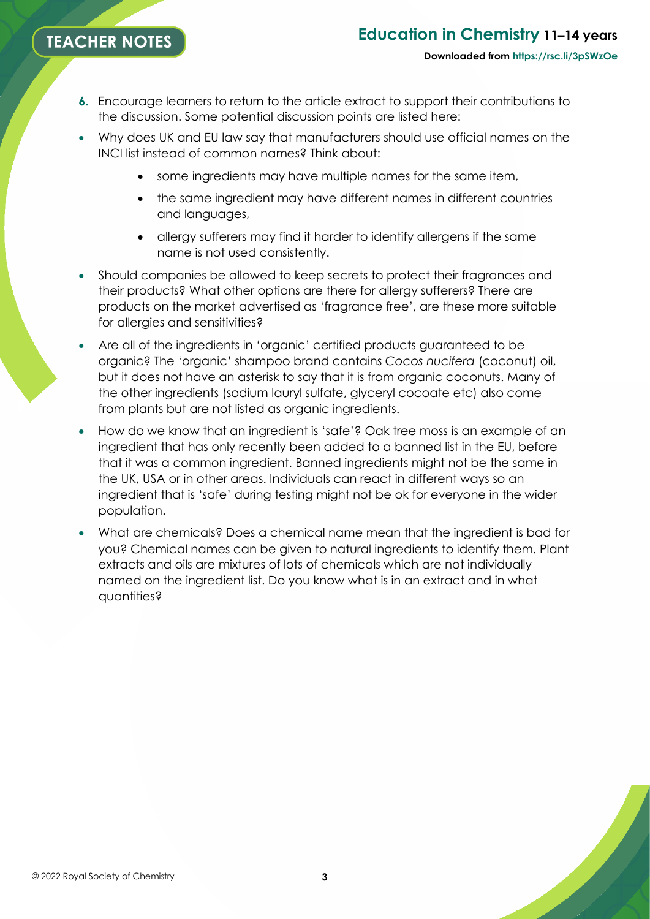6. Encourage learners to return to the article extract to support their contributions to the discussion. Some potential discussion points are listed here:

- Why does UK and EU law say that manufacturers should use official names on the INCI list instead of common names? Think about:
    - some ingredients may have multiple names for the same item,
    - the same ingredient may have different names in different countries and languages,
    - allergy sufferers may find it harder to identify allergens if the same name is not used consistently.
- Should companies be allowed to keep secrets to protect their fragrances and their products? What other options are there for allergy sufferers? There are products on the market advertised as 'fragrance free', are these more suitable for allergies and sensitivities?
- Are all of the ingredients in 'organic' certified products guaranteed to be organic? The 'organic' shampoo brand contains *Cocos nucifera* (coconut) oil, but it does not have an asterisk to say that it is from organic coconuts. Many of the other ingredients (sodium lauryl sulfate, glyceryl cocoate etc) also come from plants but are not listed as organic ingredients.
- How do we know that an ingredient is 'safe'? Oak tree moss is an example of an ingredient that has only recently been added to a banned list in the EU, before that it was a common ingredient. Banned ingredients might not be the same in the UK, USA or in other areas. Individuals can react in different ways so an ingredient that is 'safe' during testing might not be ok for everyone in the wider population.
- What are chemicals? Does a chemical name mean that the ingredient is bad for you? Chemical names can be given to natural ingredients to identify them. Plant extracts and oils are mixtures of lots of chemicals which are not individually named on the ingredient list. Do you know what is in an extract and in what quantities?